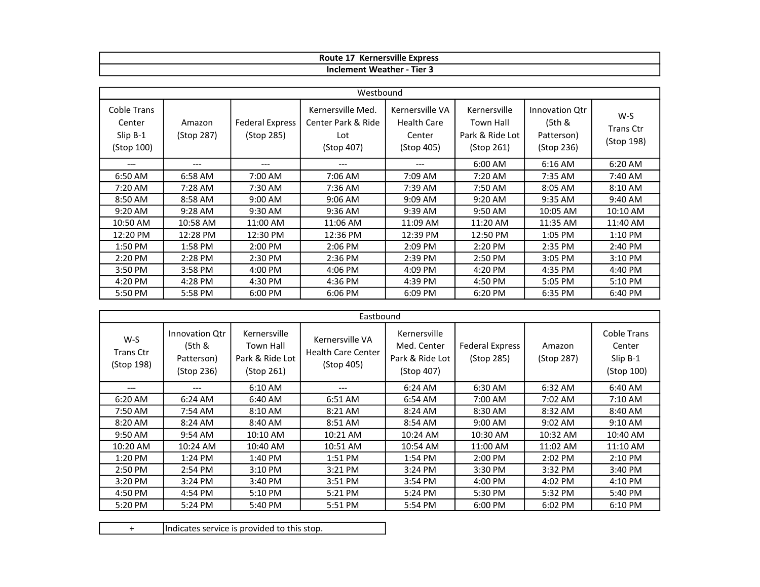# Route 17 Kernersville Express

## Inclement Weather - Tier 3

**Westbound**

| Coble Trans Center Slip B-1 (Stop 100) | Amazon (Stop 287) | Federal Express (Stop 285) | Kernersville Med. Center Park & Ride Lot (Stop 407) | Kernersville VA Health Care Center (Stop 405) | Kernersville Town Hall Park & Ride Lot (Stop 261) | Innovation Qtr (5th & Patterson) (Stop 236) | W-S Trans Ctr (Stop 198) |
|---|---|---|---|---|---|---|---|
| --- | --- | --- | --- | --- | 6:00 AM | 6:16 AM | 6:20 AM |
| 6:50 AM | 6:58 AM | 7:00 AM | 7:06 AM | 7:09 AM | 7:20 AM | 7:35 AM | 7:40 AM |
| 7:20 AM | 7:28 AM | 7:30 AM | 7:36 AM | 7:39 AM | 7:50 AM | 8:05 AM | 8:10 AM |
| 8:50 AM | 8:58 AM | 9:00 AM | 9:06 AM | 9:09 AM | 9:20 AM | 9:35 AM | 9:40 AM |
| 9:20 AM | 9:28 AM | 9:30 AM | 9:36 AM | 9:39 AM | 9:50 AM | 10:05 AM | 10:10 AM |
| 10:50 AM | 10:58 AM | 11:00 AM | 11:06 AM | 11:09 AM | 11:20 AM | 11:35 AM | 11:40 AM |
| 12:20 PM | 12:28 PM | 12:30 PM | 12:36 PM | 12:39 PM | 12:50 PM | 1:05 PM | 1:10 PM |
| 1:50 PM | 1:58 PM | 2:00 PM | 2:06 PM | 2:09 PM | 2:20 PM | 2:35 PM | 2:40 PM |
| 2:20 PM | 2:28 PM | 2:30 PM | 2:36 PM | 2:39 PM | 2:50 PM | 3:05 PM | 3:10 PM |
| 3:50 PM | 3:58 PM | 4:00 PM | 4:06 PM | 4:09 PM | 4:20 PM | 4:35 PM | 4:40 PM |
| 4:20 PM | 4:28 PM | 4:30 PM | 4:36 PM | 4:39 PM | 4:50 PM | 5:05 PM | 5:10 PM |
| 5:50 PM | 5:58 PM | 6:00 PM | 6:06 PM | 6:09 PM | 6:20 PM | 6:35 PM | 6:40 PM |

**Eastbound**

| W-S Trans Ctr (Stop 198) | Innovation Qtr (5th & Patterson) (Stop 236) | Kernersville Town Hall Park & Ride Lot (Stop 261) | Kernersville VA Health Care Center (Stop 405) | Kernersville Med. Center Park & Ride Lot (Stop 407) | Federal Express (Stop 285) | Amazon (Stop 287) | Coble Trans Center Slip B-1 (Stop 100) |
|---|---|---|---|---|---|---|---|
| --- | --- | 6:10 AM | --- | 6:24 AM | 6:30 AM | 6:32 AM | 6:40 AM |
| 6:20 AM | 6:24 AM | 6:40 AM | 6:51 AM | 6:54 AM | 7:00 AM | 7:02 AM | 7:10 AM |
| 7:50 AM | 7:54 AM | 8:10 AM | 8:21 AM | 8:24 AM | 8:30 AM | 8:32 AM | 8:40 AM |
| 8:20 AM | 8:24 AM | 8:40 AM | 8:51 AM | 8:54 AM | 9:00 AM | 9:02 AM | 9:10 AM |
| 9:50 AM | 9:54 AM | 10:10 AM | 10:21 AM | 10:24 AM | 10:30 AM | 10:32 AM | 10:40 AM |
| 10:20 AM | 10:24 AM | 10:40 AM | 10:51 AM | 10:54 AM | 11:00 AM | 11:02 AM | 11:10 AM |
| 1:20 PM | 1:24 PM | 1:40 PM | 1:51 PM | 1:54 PM | 2:00 PM | 2:02 PM | 2:10 PM |
| 2:50 PM | 2:54 PM | 3:10 PM | 3:21 PM | 3:24 PM | 3:30 PM | 3:32 PM | 3:40 PM |
| 3:20 PM | 3:24 PM | 3:40 PM | 3:51 PM | 3:54 PM | 4:00 PM | 4:02 PM | 4:10 PM |
| 4:50 PM | 4:54 PM | 5:10 PM | 5:21 PM | 5:24 PM | 5:30 PM | 5:32 PM | 5:40 PM |
| 5:20 PM | 5:24 PM | 5:40 PM | 5:51 PM | 5:54 PM | 6:00 PM | 6:02 PM | 6:10 PM |

| + | Indicates service is provided to this stop. |
|---|---|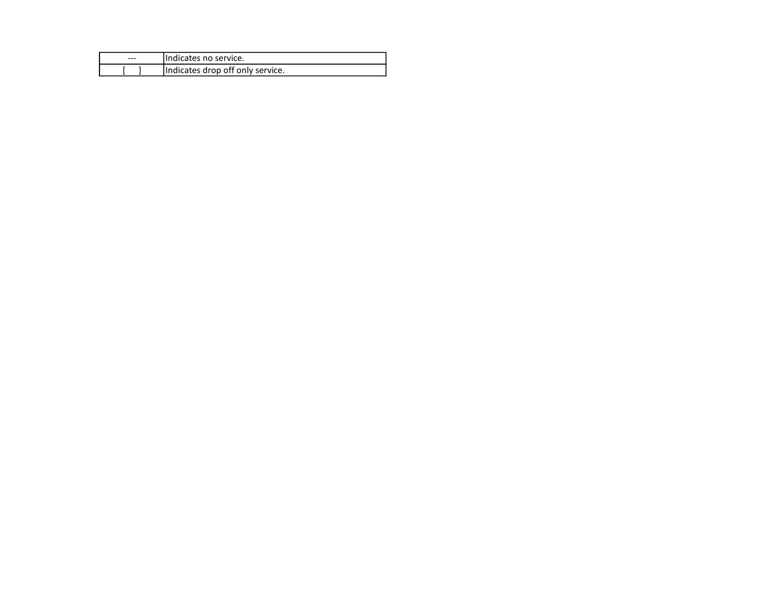| | |
|---|---|
| --- | Indicates no service. |
| [ ] | Indicates drop off only service. |